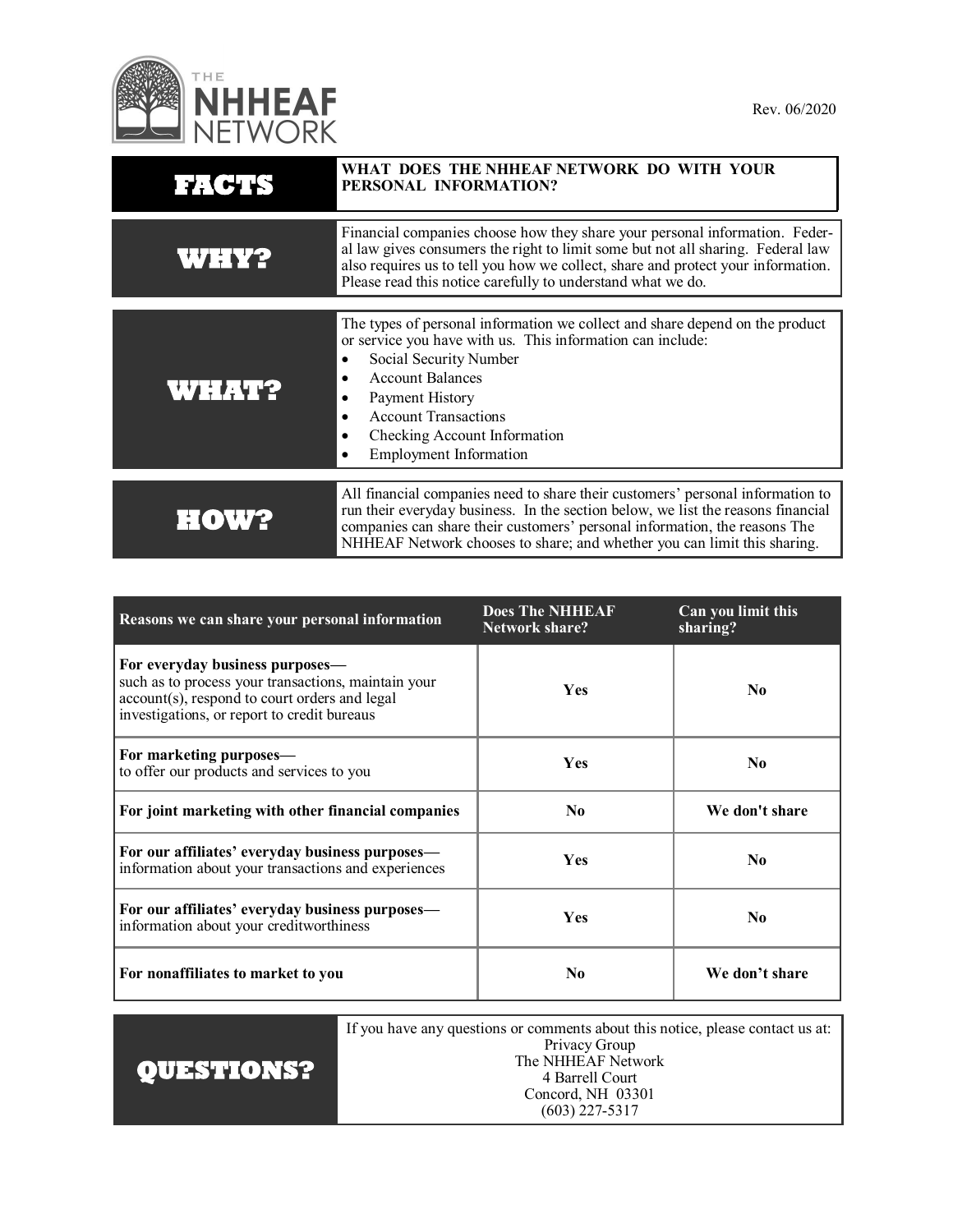THE NHHEAF NETWORK

Rev. 06/2020

| FACTS | WHAT DOES THE NHHEAF NETWORK DO WITH YOUR PERSONAL INFORMATION? |
|---|---|

## WHY?

Financial companies choose how they share your personal information. Federal law gives consumers the right to limit some but not all sharing. Federal law also requires us to tell you how we collect, share and protect your information. Please read this notice carefully to understand what we do.

## WHAT?

The types of personal information we collect and share depend on the product or service you have with us. This information can include:

- Social Security Number
- Account Balances
- Payment History
- Account Transactions
- Checking Account Information
- Employment Information

## HOW?

All financial companies need to share their customers' personal information to run their everyday business. In the section below, we list the reasons financial companies can share their customers' personal information, the reasons The NHHEAF Network chooses to share; and whether you can limit this sharing.

| Reasons we can share your personal information | Does The NHHEAF Network share? | Can you limit this sharing? |
|---|---|---|
| **For everyday business purposes—** such as to process your transactions, maintain your account(s), respond to court orders and legal investigations, or report to credit bureaus | Yes | No |
| **For marketing purposes—** to offer our products and services to you | Yes | No |
| **For joint marketing with other financial companies** | No | We don't share |
| **For our affiliates' everyday business purposes—** information about your transactions and experiences | Yes | No |
| **For our affiliates' everyday business purposes—** information about your creditworthiness | Yes | No |
| **For nonaffiliates to market to you** | No | We don't share |

## QUESTIONS?

If you have any questions or comments about this notice, please contact us at:
Privacy Group
The NHHEAF Network
4 Barrell Court
Concord, NH 03301
(603) 227-5317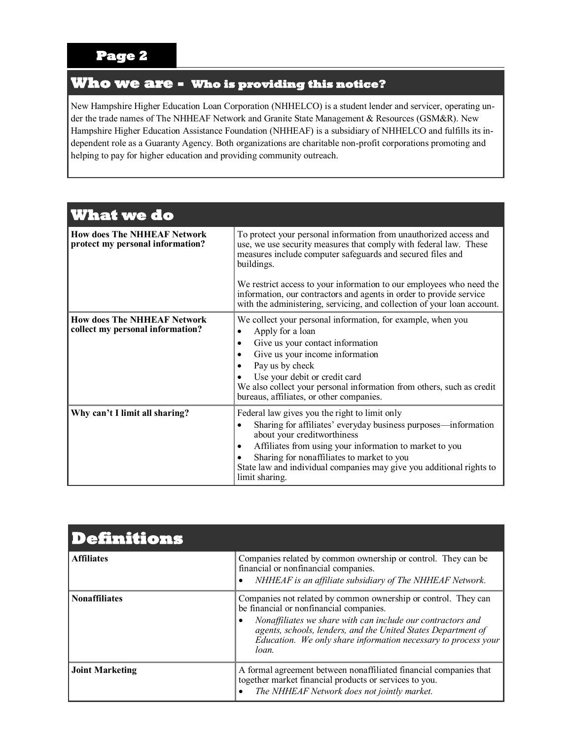## Who we are - Who is providing this notice?

New Hampshire Higher Education Loan Corporation (NHHELCO) is a student lender and servicer, operating under the trade names of The NHHEAF Network and Granite State Management & Resources (GSM&R). New Hampshire Higher Education Assistance Foundation (NHHEAF) is a subsidiary of NHHELCO and fulfills its independent role as a Guaranty Agency. Both organizations are charitable non-profit corporations promoting and helping to pay for higher education and providing community outreach.

## What we do

| | |
|---|---|
| **How does The NHHEAF Network protect my personal information?** | To protect your personal information from unauthorized access and use, we use security measures that comply with federal law. These measures include computer safeguards and secured files and buildings.<br><br>We restrict access to your information to our employees who need the information, our contractors and agents in order to provide service with the administering, servicing, and collection of your loan account. |
| **How does The NHHEAF Network collect my personal information?** | We collect your personal information, for example, when you<br>• Apply for a loan<br>• Give us your contact information<br>• Give us your income information<br>• Pay us by check<br>• Use your debit or credit card<br>We also collect your personal information from others, such as credit bureaus, affiliates, or other companies. |
| **Why can't I limit all sharing?** | Federal law gives you the right to limit only<br>• Sharing for affiliates' everyday business purposes—information about your creditworthiness<br>• Affiliates from using your information to market to you<br>• Sharing for nonaffiliates to market to you<br>State law and individual companies may give you additional rights to limit sharing. |

## Definitions

| | |
|---|---|
| **Affiliates** | Companies related by common ownership or control. They can be financial or nonfinancial companies.<br>• *NHHEAF is an affiliate subsidiary of The NHHEAF Network.* |
| **Nonaffiliates** | Companies not related by common ownership or control. They can be financial or nonfinancial companies.<br>• *Nonaffiliates we share with can include our contractors and agents, schools, lenders, and the United States Department of Education. We only share information necessary to process your loan.* |
| **Joint Marketing** | A formal agreement between nonaffiliated financial companies that together market financial products or services to you.<br>• *The NHHEAF Network does not jointly market.* |